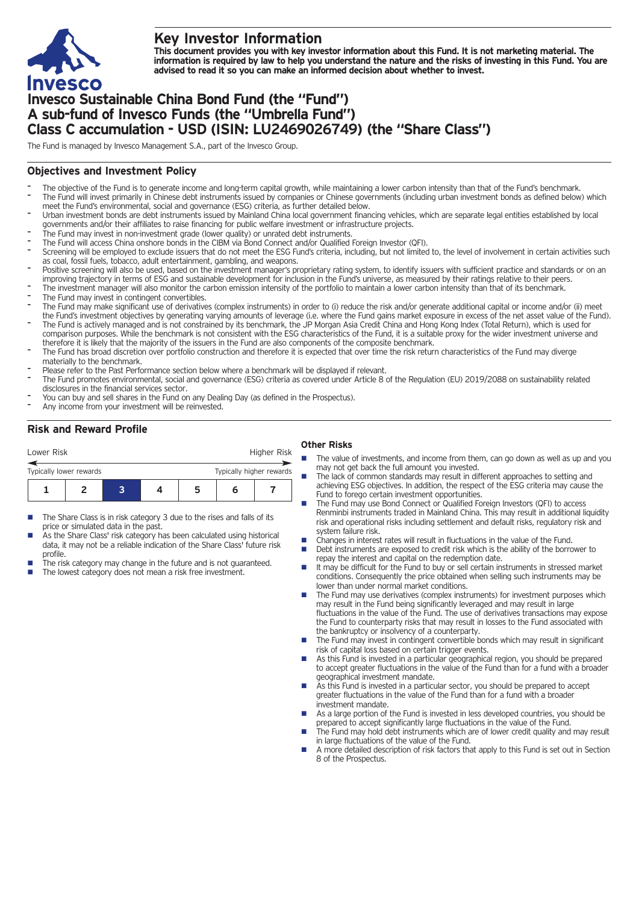# Key Investor Information

**This document provides you with key investor information about this Fund. It is not marketing material. The information is required by law to help you understand the nature and the risks of investing in this Fund. You are advised to read it so you can make an informed decision about whether to invest.**

# Invesco Sustainable China Bond Fund (the "Fund")
# A sub-fund of Invesco Funds (the "Umbrella Fund")
# Class C accumulation - USD (ISIN: LU2469026749) (the "Share Class")

The Fund is managed by Invesco Management S.A., part of the Invesco Group.

## Objectives and Investment Policy

- The objective of the Fund is to generate income and long-term capital growth, while maintaining a lower carbon intensity than that of the Fund's benchmark.
- The Fund will invest primarily in Chinese debt instruments issued by companies or Chinese governments (including urban investment bonds as defined below) which meet the Fund's environmental, social and governance (ESG) criteria, as further detailed below.
- Urban investment bonds are debt instruments issued by Mainland China local government financing vehicles, which are separate legal entities established by local governments and/or their affiliates to raise financing for public welfare investment or infrastructure projects.
- The Fund may invest in non-investment grade (lower quality) or unrated debt instruments.
- The Fund will access China onshore bonds in the CIBM via Bond Connect and/or Qualified Foreign Investor (QFI).
- Screening will be employed to exclude issuers that do not meet the ESG Fund's criteria, including, but not limited to, the level of involvement in certain activities such as coal, fossil fuels, tobacco, adult entertainment, gambling, and weapons.
- Positive screening will also be used, based on the investment manager's proprietary rating system, to identify issuers with sufficient practice and standards or on an improving trajectory in terms of ESG and sustainable development for inclusion in the Fund's universe, as measured by their ratings relative to their peers.
- The investment manager will also monitor the carbon emission intensity of the portfolio to maintain a lower carbon intensity than that of its benchmark.
- The Fund may invest in contingent convertibles.
- The Fund may make significant use of derivatives (complex instruments) in order to (i) reduce the risk and/or generate additional capital or income and/or (ii) meet the Fund's investment objectives by generating varying amounts of leverage (i.e. where the Fund gains market exposure in excess of the net asset value of the Fund).
- The Fund is actively managed and is not constrained by its benchmark, the JP Morgan Asia Credit China and Hong Kong Index (Total Return), which is used for comparison purposes. While the benchmark is not consistent with the ESG characteristics of the Fund, it is a suitable proxy for the wider investment universe and therefore it is likely that the majority of the issuers in the Fund are also components of the composite benchmark.
- The Fund has broad discretion over portfolio construction and therefore it is expected that over time the risk return characteristics of the Fund may diverge materially to the benchmark.
- Please refer to the Past Performance section below where a benchmark will be displayed if relevant.
- The Fund promotes environmental, social and governance (ESG) criteria as covered under Article 8 of the Regulation (EU) 2019/2088 on sustainability related disclosures in the financial services sector.
- You can buy and sell shares in the Fund on any Dealing Day (as defined in the Prospectus).
- Any income from your investment will be reinvested.

## Risk and Reward Profile

Lower Risk — Higher Risk

Typically lower rewards — Typically higher rewards

| 1 | 2 | **3** | 4 | 5 | 6 | 7 |
|---|---|---|---|---|---|---|

- The Share Class is in risk category 3 due to the rises and falls of its price or simulated data in the past.
- As the Share Class' risk category has been calculated using historical data, it may not be a reliable indication of the Share Class' future risk profile.
- The risk category may change in the future and is not guaranteed.
- The lowest category does not mean a risk free investment.

### Other Risks

- The value of investments, and income from them, can go down as well as up and you may not get back the full amount you invested.
- The lack of common standards may result in different approaches to setting and achieving ESG objectives. In addition, the respect of the ESG criteria may cause the Fund to forego certain investment opportunities.
- The Fund may use Bond Connect or Qualified Foreign Investors (QFI) to access Renminbi instruments traded in Mainland China. This may result in additional liquidity risk and operational risks including settlement and default risks, regulatory risk and system failure risk.
- Changes in interest rates will result in fluctuations in the value of the Fund.
- Debt instruments are exposed to credit risk which is the ability of the borrower to repay the interest and capital on the redemption date.
- It may be difficult for the Fund to buy or sell certain instruments in stressed market conditions. Consequently the price obtained when selling such instruments may be lower than under normal market conditions.
- The Fund may use derivatives (complex instruments) for investment purposes which may result in the Fund being significantly leveraged and may result in large fluctuations in the value of the Fund. The use of derivatives transactions may expose the Fund to counterparty risks that may result in losses to the Fund associated with the bankruptcy or insolvency of a counterparty.
- The Fund may invest in contingent convertible bonds which may result in significant risk of capital loss based on certain trigger events.
- As this Fund is invested in a particular geographical region, you should be prepared to accept greater fluctuations in the value of the Fund than for a fund with a broader geographical investment mandate.
- As this Fund is invested in a particular sector, you should be prepared to accept greater fluctuations in the value of the Fund than for a fund with a broader investment mandate.
- As a large portion of the Fund is invested in less developed countries, you should be prepared to accept significantly large fluctuations in the value of the Fund.
- The Fund may hold debt instruments which are of lower credit quality and may result in large fluctuations of the value of the Fund.
- A more detailed description of risk factors that apply to this Fund is set out in Section 8 of the Prospectus.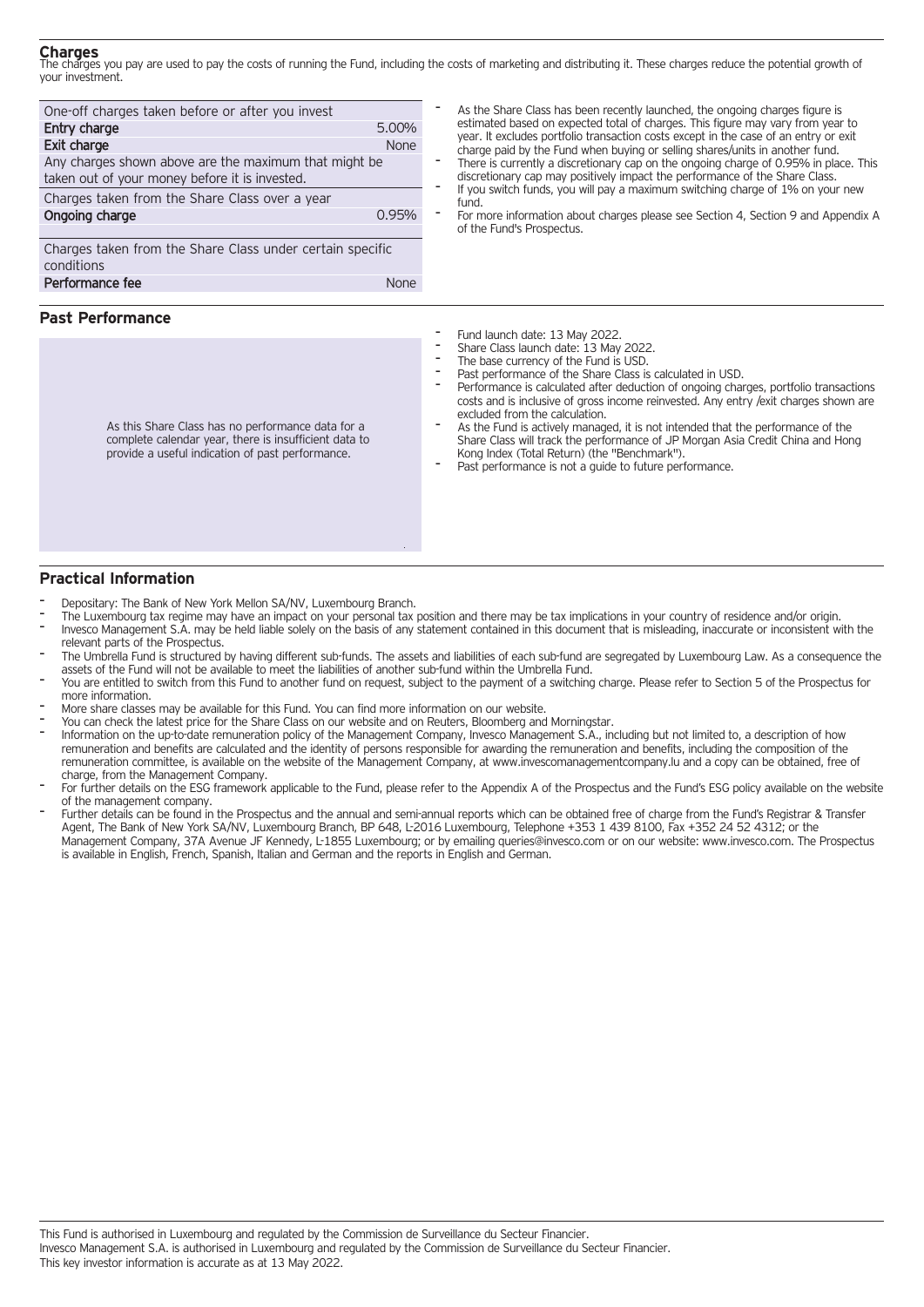## Charges

The charges you pay are used to pay the costs of running the Fund, including the costs of marketing and distributing it. These charges reduce the potential growth of your investment.

| | |
|---|---|
| One-off charges taken before or after you invest | |
| **Entry charge** | 5.00% |
| **Exit charge** | None |
| Any charges shown above are the maximum that might be taken out of your money before it is invested. | |
| Charges taken from the Share Class over a year | |
| **Ongoing charge** | 0.95% |
| Charges taken from the Share Class under certain specific conditions | |
| **Performance fee** | None |

- As the Share Class has been recently launched, the ongoing charges figure is estimated based on expected total of charges. This figure may vary from year to year. It excludes portfolio transaction costs except in the case of an entry or exit charge paid by the Fund when buying or selling shares/units in another fund.
- There is currently a discretionary cap on the ongoing charge of 0.95% in place. This discretionary cap may positively impact the performance of the Share Class.
- If you switch funds, you will pay a maximum switching charge of 1% on your new fund.
- For more information about charges please see Section 4, Section 9 and Appendix A of the Fund's Prospectus.

## Past Performance

As this Share Class has no performance data for a complete calendar year, there is insufficient data to provide a useful indication of past performance.

- Fund launch date: 13 May 2022.
- Share Class launch date: 13 May 2022.
- The base currency of the Fund is USD.
- Past performance of the Share Class is calculated in USD.
- Performance is calculated after deduction of ongoing charges, portfolio transactions costs and is inclusive of gross income reinvested. Any entry /exit charges shown are excluded from the calculation.
- As the Fund is actively managed, it is not intended that the performance of the Share Class will track the performance of JP Morgan Asia Credit China and Hong Kong Index (Total Return) (the "Benchmark").
- Past performance is not a guide to future performance.

## Practical Information

- Depositary: The Bank of New York Mellon SA/NV, Luxembourg Branch.
- The Luxembourg tax regime may have an impact on your personal tax position and there may be tax implications in your country of residence and/or origin.
- Invesco Management S.A. may be held liable solely on the basis of any statement contained in this document that is misleading, inaccurate or inconsistent with the relevant parts of the Prospectus.
- The Umbrella Fund is structured by having different sub-funds. The assets and liabilities of each sub-fund are segregated by Luxembourg Law. As a consequence the assets of the Fund will not be available to meet the liabilities of another sub-fund within the Umbrella Fund.
- You are entitled to switch from this Fund to another fund on request, subject to the payment of a switching charge. Please refer to Section 5 of the Prospectus for more information.
- More share classes may be available for this Fund. You can find more information on our website.
- You can check the latest price for the Share Class on our website and on Reuters, Bloomberg and Morningstar.
- Information on the up-to-date remuneration policy of the Management Company, Invesco Management S.A., including but not limited to, a description of how remuneration and benefits are calculated and the identity of persons responsible for awarding the remuneration and benefits, including the composition of the remuneration committee, is available on the website of the Management Company, at www.invescomanagementcompany.lu and a copy can be obtained, free of charge, from the Management Company.
- For further details on the ESG framework applicable to the Fund, please refer to the Appendix A of the Prospectus and the Fund's ESG policy available on the website of the management company.
- Further details can be found in the Prospectus and the annual and semi-annual reports which can be obtained free of charge from the Fund's Registrar & Transfer Agent, The Bank of New York SA/NV, Luxembourg Branch, BP 648, L-2016 Luxembourg, Telephone +353 1 439 8100, Fax +352 24 52 4312; or the Management Company, 37A Avenue JF Kennedy, L-1855 Luxembourg; or by emailing queries@invesco.com or on our website: www.invesco.com. The Prospectus is available in English, French, Spanish, Italian and German and the reports in English and German.

This Fund is authorised in Luxembourg and regulated by the Commission de Surveillance du Secteur Financier.
Invesco Management S.A. is authorised in Luxembourg and regulated by the Commission de Surveillance du Secteur Financier.
This key investor information is accurate as at 13 May 2022.